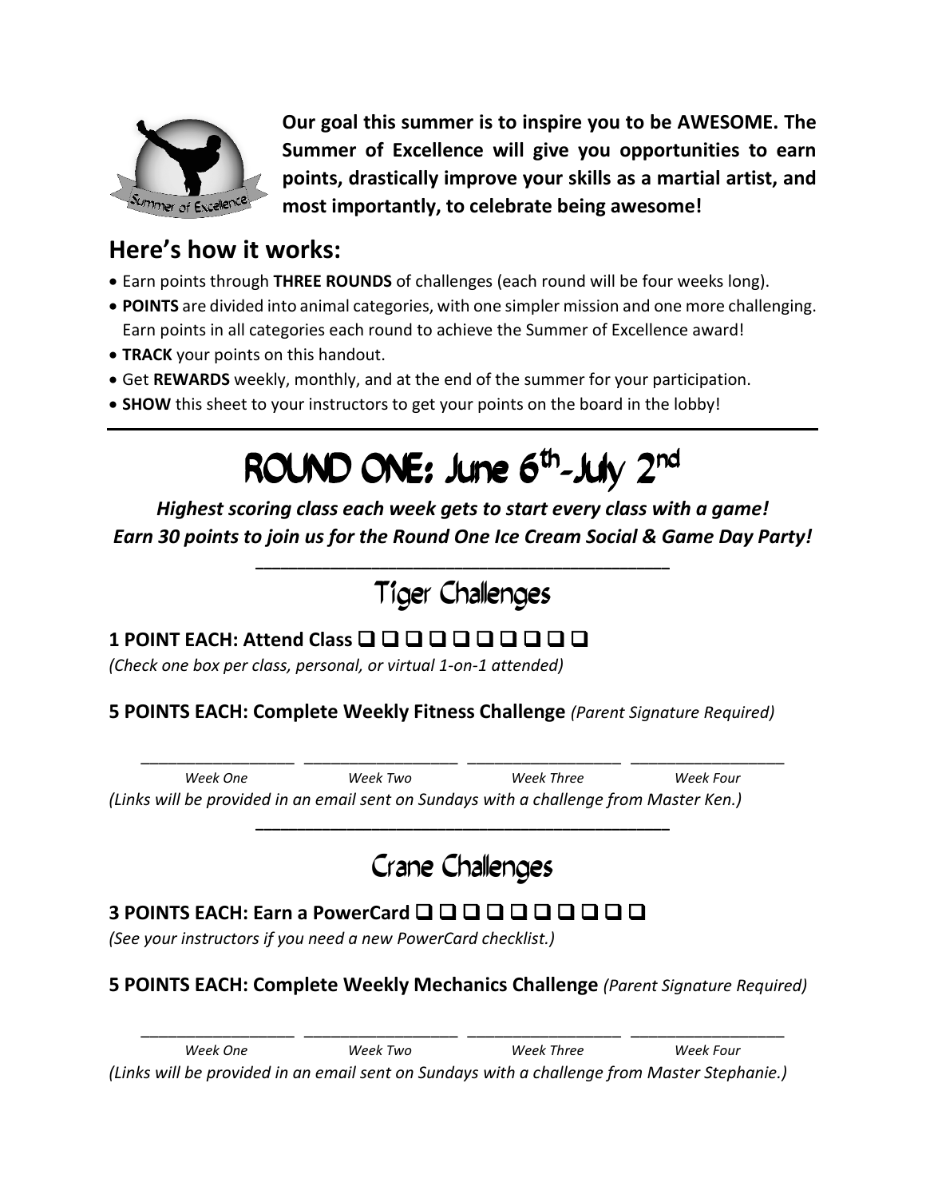**Our goal this summer is to inspire you to be AWESOME. The Summer of Excellence will give you opportunities to earn points, drastically improve your skills as a martial artist, and most importantly, to celebrate being awesome!**

## Here's how it works:

- Earn points through **THREE ROUNDS** of challenges (each round will be four weeks long).
- **POINTS** are divided into animal categories, with one simpler mission and one more challenging. Earn points in all categories each round to achieve the Summer of Excellence award!
- **TRACK** your points on this handout.
- Get **REWARDS** weekly, monthly, and at the end of the summer for your participation.
- **SHOW** this sheet to your instructors to get your points on the board in the lobby!

---

# ROUND ONE: June 6th-July 2nd

***Highest scoring class each week gets to start every class with a game!***
***Earn 30 points to join us for the Round One Ice Cream Social & Game Day Party!***

---

## Tiger Challenges

**1 POINT EACH: Attend Class** ☐ ☐ ☐ ☐ ☐ ☐ ☐ ☐ ☐ ☐

*(Check one box per class, personal, or virtual 1-on-1 attended)*

**5 POINTS EACH: Complete Weekly Fitness Challenge** *(Parent Signature Required)*

| ________________ | ________________ | ________________ | ________________ |
|---|---|---|---|
| *Week One* | *Week Two* | *Week Three* | *Week Four* |

*(Links will be provided in an email sent on Sundays with a challenge from Master Ken.)*

---

## Crane Challenges

**3 POINTS EACH: Earn a PowerCard** ☐ ☐ ☐ ☐ ☐ ☐ ☐ ☐ ☐ ☐

*(See your instructors if you need a new PowerCard checklist.)*

**5 POINTS EACH: Complete Weekly Mechanics Challenge** *(Parent Signature Required)*

| ________________ | ________________ | ________________ | ________________ |
|---|---|---|---|
| *Week One* | *Week Two* | *Week Three* | *Week Four* |

*(Links will be provided in an email sent on Sundays with a challenge from Master Stephanie.)*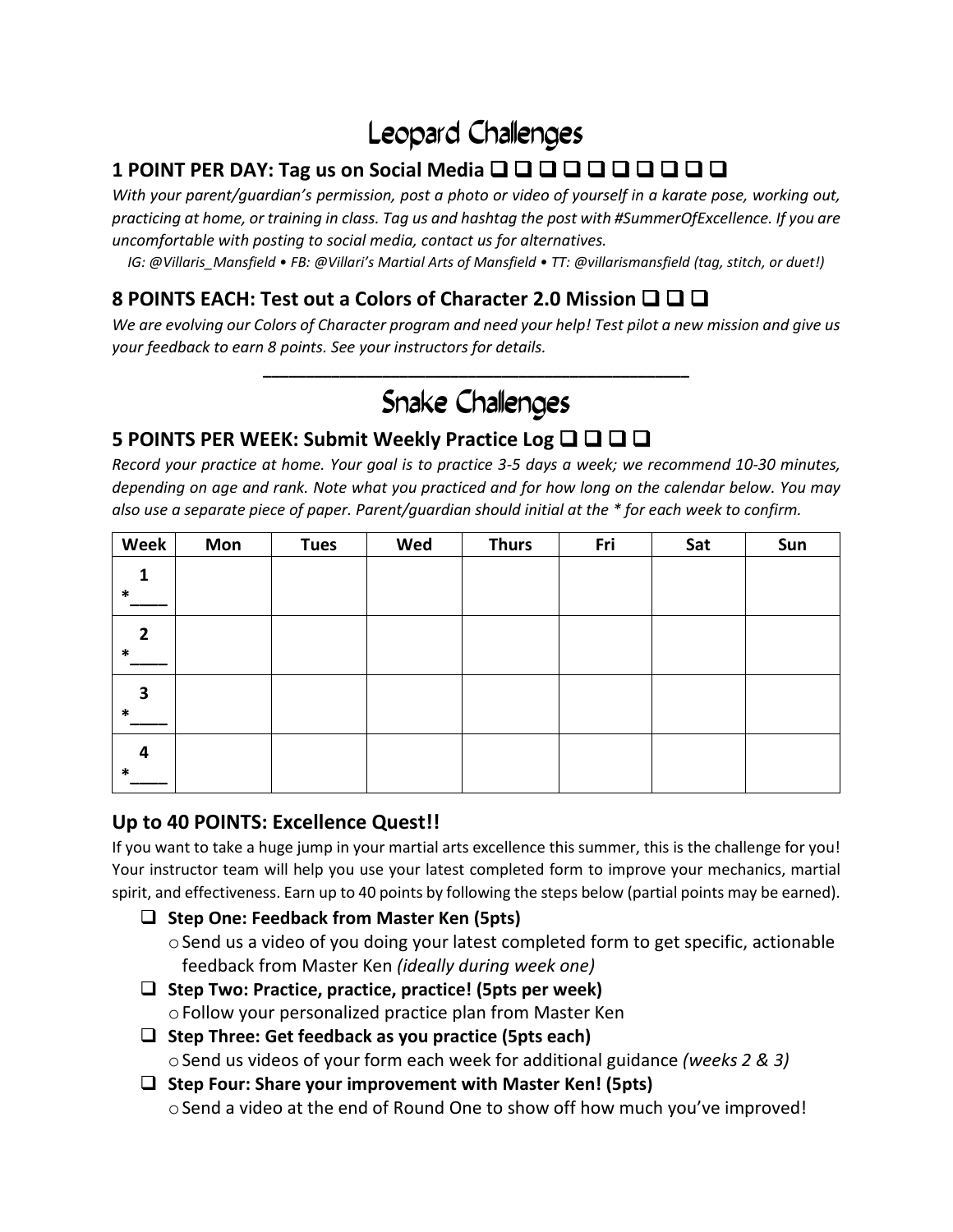# Leopard Challenges

## 1 POINT PER DAY: Tag us on Social Media ❑ ❑ ❑ ❑ ❑ ❑ ❑ ❑ ❑ ❑

*With your parent/guardian's permission, post a photo or video of yourself in a karate pose, working out, practicing at home, or training in class. Tag us and hashtag the post with #SummerOfExcellence. If you are uncomfortable with posting to social media, contact us for alternatives.*

*IG: @Villaris_Mansfield • FB: @Villari's Martial Arts of Mansfield • TT: @villarismansfield (tag, stitch, or duet!)*

## 8 POINTS EACH: Test out a Colors of Character 2.0 Mission ❑ ❑ ❑

*We are evolving our Colors of Character program and need your help! Test pilot a new mission and give us your feedback to earn 8 points. See your instructors for details.*

---

# Snake Challenges

## 5 POINTS PER WEEK: Submit Weekly Practice Log ❑ ❑ ❑ ❑

*Record your practice at home. Your goal is to practice 3-5 days a week; we recommend 10-30 minutes, depending on age and rank. Note what you practiced and for how long on the calendar below. You may also use a separate piece of paper. Parent/guardian should initial at the * for each week to confirm.*

| Week | Mon | Tues | Wed | Thurs | Fri | Sat | Sun |
|---|---|---|---|---|---|---|---|
| 1 *____ | | | | | | | |
| 2 *____ | | | | | | | |
| 3 *____ | | | | | | | |
| 4 *____ | | | | | | | |

## Up to 40 POINTS: Excellence Quest!!

If you want to take a huge jump in your martial arts excellence this summer, this is the challenge for you! Your instructor team will help you use your latest completed form to improve your mechanics, martial spirit, and effectiveness. Earn up to 40 points by following the steps below (partial points may be earned).

- ❑ **Step One: Feedback from Master Ken (5pts)**
  - Send us a video of you doing your latest completed form to get specific, actionable feedback from Master Ken *(ideally during week one)*
- ❑ **Step Two: Practice, practice, practice! (5pts per week)**
  - Follow your personalized practice plan from Master Ken
- ❑ **Step Three: Get feedback as you practice (5pts each)**
  - Send us videos of your form each week for additional guidance *(weeks 2 & 3)*
- ❑ **Step Four: Share your improvement with Master Ken! (5pts)**
  - Send a video at the end of Round One to show off how much you've improved!